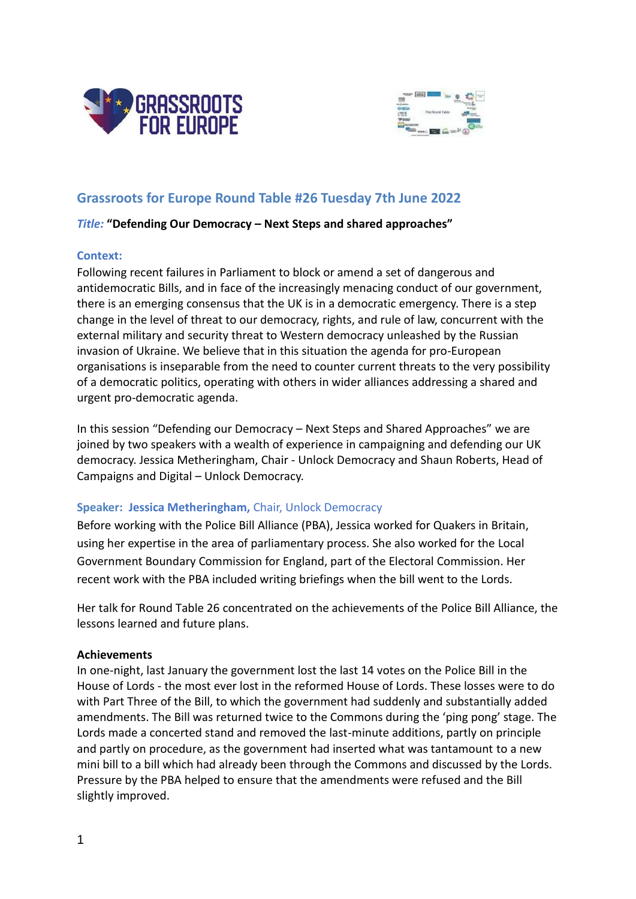## Grassroots for Europe Round Table #26 Tuesday 7th June 2022

***Title:*** **"Defending Our Democracy – Next Steps and shared approaches"**

### Context:

Following recent failures in Parliament to block or amend a set of dangerous and antidemocratic Bills, and in face of the increasingly menacing conduct of our government, there is an emerging consensus that the UK is in a democratic emergency. There is a step change in the level of threat to our democracy, rights, and rule of law, concurrent with the external military and security threat to Western democracy unleashed by the Russian invasion of Ukraine. We believe that in this situation the agenda for pro-European organisations is inseparable from the need to counter current threats to the very possibility of a democratic politics, operating with others in wider alliances addressing a shared and urgent pro-democratic agenda.

In this session "Defending our Democracy – Next Steps and Shared Approaches" we are joined by two speakers with a wealth of experience in campaigning and defending our UK democracy. Jessica Metheringham, Chair - Unlock Democracy and Shaun Roberts, Head of Campaigns and Digital – Unlock Democracy.

### Speaker: **Jessica Metheringham,** Chair, Unlock Democracy

Before working with the Police Bill Alliance (PBA), Jessica worked for Quakers in Britain, using her expertise in the area of parliamentary process. She also worked for the Local Government Boundary Commission for England, part of the Electoral Commission. Her recent work with the PBA included writing briefings when the bill went to the Lords.

Her talk for Round Table 26 concentrated on the achievements of the Police Bill Alliance, the lessons learned and future plans.

**Achievements**

In one-night, last January the government lost the last 14 votes on the Police Bill in the House of Lords - the most ever lost in the reformed House of Lords. These losses were to do with Part Three of the Bill, to which the government had suddenly and substantially added amendments. The Bill was returned twice to the Commons during the 'ping pong' stage. The Lords made a concerted stand and removed the last-minute additions, partly on principle and partly on procedure, as the government had inserted what was tantamount to a new mini bill to a bill which had already been through the Commons and discussed by the Lords. Pressure by the PBA helped to ensure that the amendments were refused and the Bill slightly improved.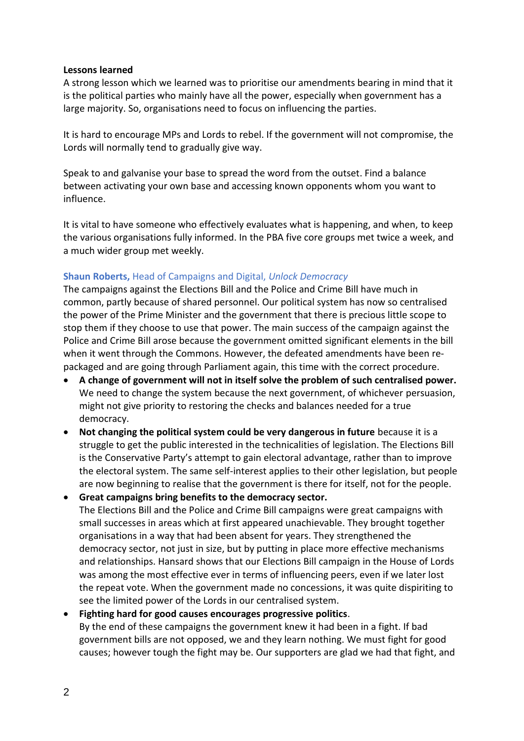**Lessons learned**

A strong lesson which we learned was to prioritise our amendments bearing in mind that it is the political parties who mainly have all the power, especially when government has a large majority. So, organisations need to focus on influencing the parties.

It is hard to encourage MPs and Lords to rebel. If the government will not compromise, the Lords will normally tend to gradually give way.

Speak to and galvanise your base to spread the word from the outset. Find a balance between activating your own base and accessing known opponents whom you want to influence.

It is vital to have someone who effectively evaluates what is happening, and when, to keep the various organisations fully informed. In the PBA five core groups met twice a week, and a much wider group met weekly.

**Shaun Roberts,** Head of Campaigns and Digital, *Unlock Democracy*

The campaigns against the Elections Bill and the Police and Crime Bill have much in common, partly because of shared personnel. Our political system has now so centralised the power of the Prime Minister and the government that there is precious little scope to stop them if they choose to use that power. The main success of the campaign against the Police and Crime Bill arose because the government omitted significant elements in the bill when it went through the Commons. However, the defeated amendments have been re-packaged and are going through Parliament again, this time with the correct procedure.

- **A change of government will not in itself solve the problem of such centralised power.** We need to change the system because the next government, of whichever persuasion, might not give priority to restoring the checks and balances needed for a true democracy.
- **Not changing the political system could be very dangerous in future** because it is a struggle to get the public interested in the technicalities of legislation. The Elections Bill is the Conservative Party's attempt to gain electoral advantage, rather than to improve the electoral system. The same self-interest applies to their other legislation, but people are now beginning to realise that the government is there for itself, not for the people.
- **Great campaigns bring benefits to the democracy sector.**
  The Elections Bill and the Police and Crime Bill campaigns were great campaigns with small successes in areas which at first appeared unachievable. They brought together organisations in a way that had been absent for years. They strengthened the democracy sector, not just in size, but by putting in place more effective mechanisms and relationships. Hansard shows that our Elections Bill campaign in the House of Lords was among the most effective ever in terms of influencing peers, even if we later lost the repeat vote. When the government made no concessions, it was quite dispiriting to see the limited power of the Lords in our centralised system.
- **Fighting hard for good causes encourages progressive politics**.
  By the end of these campaigns the government knew it had been in a fight. If bad government bills are not opposed, we and they learn nothing. We must fight for good causes; however tough the fight may be. Our supporters are glad we had that fight, and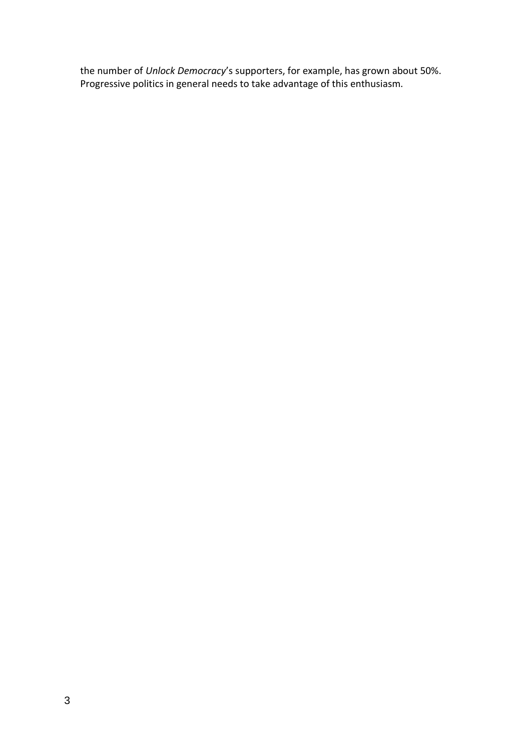the number of *Unlock Democracy*'s supporters, for example, has grown about 50%. Progressive politics in general needs to take advantage of this enthusiasm.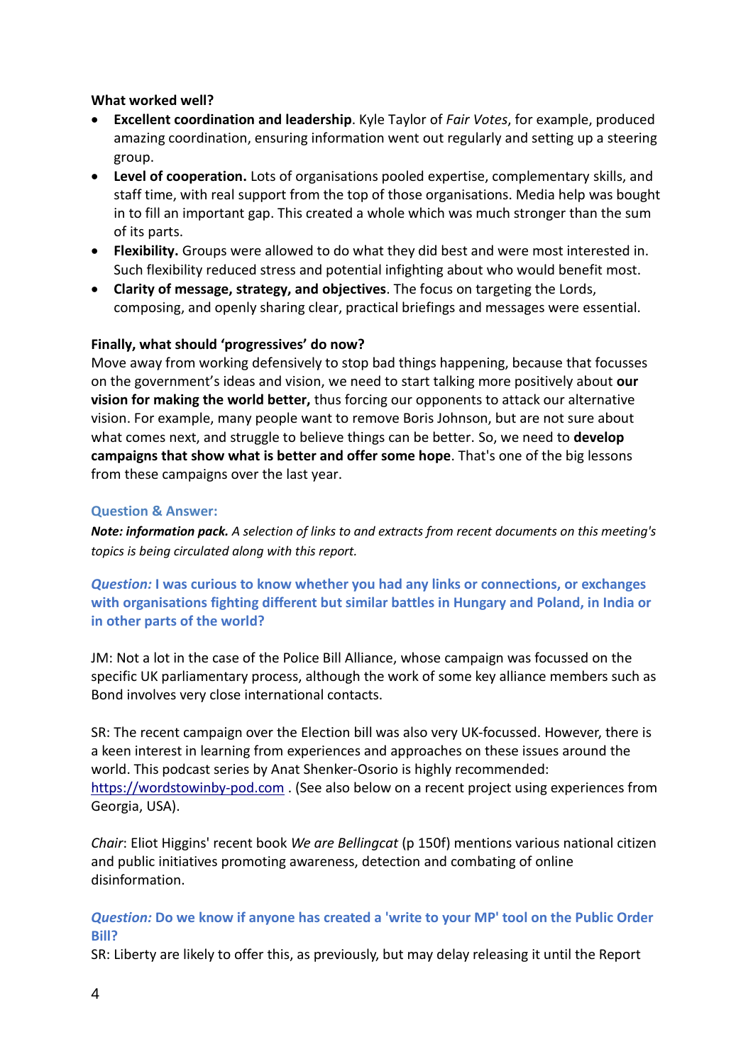**What worked well?**

- **Excellent coordination and leadership**. Kyle Taylor of *Fair Votes*, for example, produced amazing coordination, ensuring information went out regularly and setting up a steering group.
- **Level of cooperation.** Lots of organisations pooled expertise, complementary skills, and staff time, with real support from the top of those organisations. Media help was bought in to fill an important gap. This created a whole which was much stronger than the sum of its parts.
- **Flexibility.** Groups were allowed to do what they did best and were most interested in. Such flexibility reduced stress and potential infighting about who would benefit most.
- **Clarity of message, strategy, and objectives**. The focus on targeting the Lords, composing, and openly sharing clear, practical briefings and messages were essential.

**Finally, what should 'progressives' do now?**

Move away from working defensively to stop bad things happening, because that focusses on the government's ideas and vision, we need to start talking more positively about **our vision for making the world better,** thus forcing our opponents to attack our alternative vision. For example, many people want to remove Boris Johnson, but are not sure about what comes next, and struggle to believe things can be better. So, we need to **develop campaigns that show what is better and offer some hope**. That's one of the big lessons from these campaigns over the last year.

### Question & Answer:

***Note: information pack.*** *A selection of links to and extracts from recent documents on this meeting's topics is being circulated along with this report.*

***Question:* I was curious to know whether you had any links or connections, or exchanges with organisations fighting different but similar battles in Hungary and Poland, in India or in other parts of the world?**

JM: Not a lot in the case of the Police Bill Alliance, whose campaign was focussed on the specific UK parliamentary process, although the work of some key alliance members such as Bond involves very close international contacts.

SR: The recent campaign over the Election bill was also very UK-focussed. However, there is a keen interest in learning from experiences and approaches on these issues around the world. This podcast series by Anat Shenker-Osorio is highly recommended: https://wordstowinby-pod.com . (See also below on a recent project using experiences from Georgia, USA).

*Chair*: Eliot Higgins' recent book *We are Bellingcat* (p 150f) mentions various national citizen and public initiatives promoting awareness, detection and combating of online disinformation.

***Question:* Do we know if anyone has created a 'write to your MP' tool on the Public Order Bill?**

SR: Liberty are likely to offer this, as previously, but may delay releasing it until the Report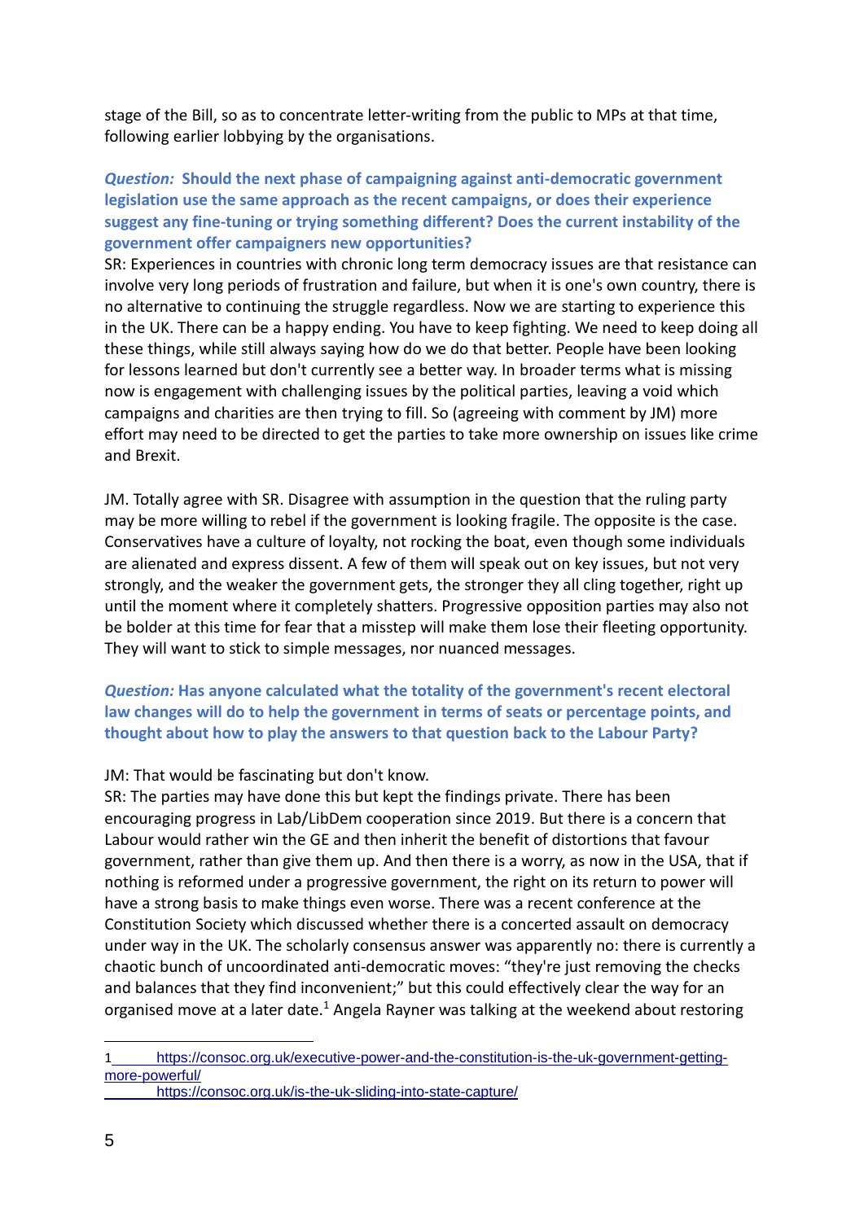stage of the Bill, so as to concentrate letter-writing from the public to MPs at that time, following earlier lobbying by the organisations.

***Question:* Should the next phase of campaigning against anti-democratic government legislation use the same approach as the recent campaigns, or does their experience suggest any fine-tuning or trying something different? Does the current instability of the government offer campaigners new opportunities?**

SR: Experiences in countries with chronic long term democracy issues are that resistance can involve very long periods of frustration and failure, but when it is one's own country, there is no alternative to continuing the struggle regardless. Now we are starting to experience this in the UK. There can be a happy ending. You have to keep fighting. We need to keep doing all these things, while still always saying how do we do that better. People have been looking for lessons learned but don't currently see a better way. In broader terms what is missing now is engagement with challenging issues by the political parties, leaving a void which campaigns and charities are then trying to fill. So (agreeing with comment by JM) more effort may need to be directed to get the parties to take more ownership on issues like crime and Brexit.

JM. Totally agree with SR. Disagree with assumption in the question that the ruling party may be more willing to rebel if the government is looking fragile. The opposite is the case. Conservatives have a culture of loyalty, not rocking the boat, even though some individuals are alienated and express dissent. A few of them will speak out on key issues, but not very strongly, and the weaker the government gets, the stronger they all cling together, right up until the moment where it completely shatters. Progressive opposition parties may also not be bolder at this time for fear that a misstep will make them lose their fleeting opportunity. They will want to stick to simple messages, nor nuanced messages.

***Question:* Has anyone calculated what the totality of the government's recent electoral law changes will do to help the government in terms of seats or percentage points, and thought about how to play the answers to that question back to the Labour Party?**

JM: That would be fascinating but don't know.

SR: The parties may have done this but kept the findings private. There has been encouraging progress in Lab/LibDem cooperation since 2019. But there is a concern that Labour would rather win the GE and then inherit the benefit of distortions that favour government, rather than give them up. And then there is a worry, as now in the USA, that if nothing is reformed under a progressive government, the right on its return to power will have a strong basis to make things even worse. There was a recent conference at the Constitution Society which discussed whether there is a concerted assault on democracy under way in the UK. The scholarly consensus answer was apparently no: there is currently a chaotic bunch of uncoordinated anti-democratic moves: "they're just removing the checks and balances that they find inconvenient;" but this could effectively clear the way for an organised move at a later date.[1] Angela Rayner was talking at the weekend about restoring

---

[1] https://consoc.org.uk/executive-power-and-the-constitution-is-the-uk-government-getting-more-powerful/
https://consoc.org.uk/is-the-uk-sliding-into-state-capture/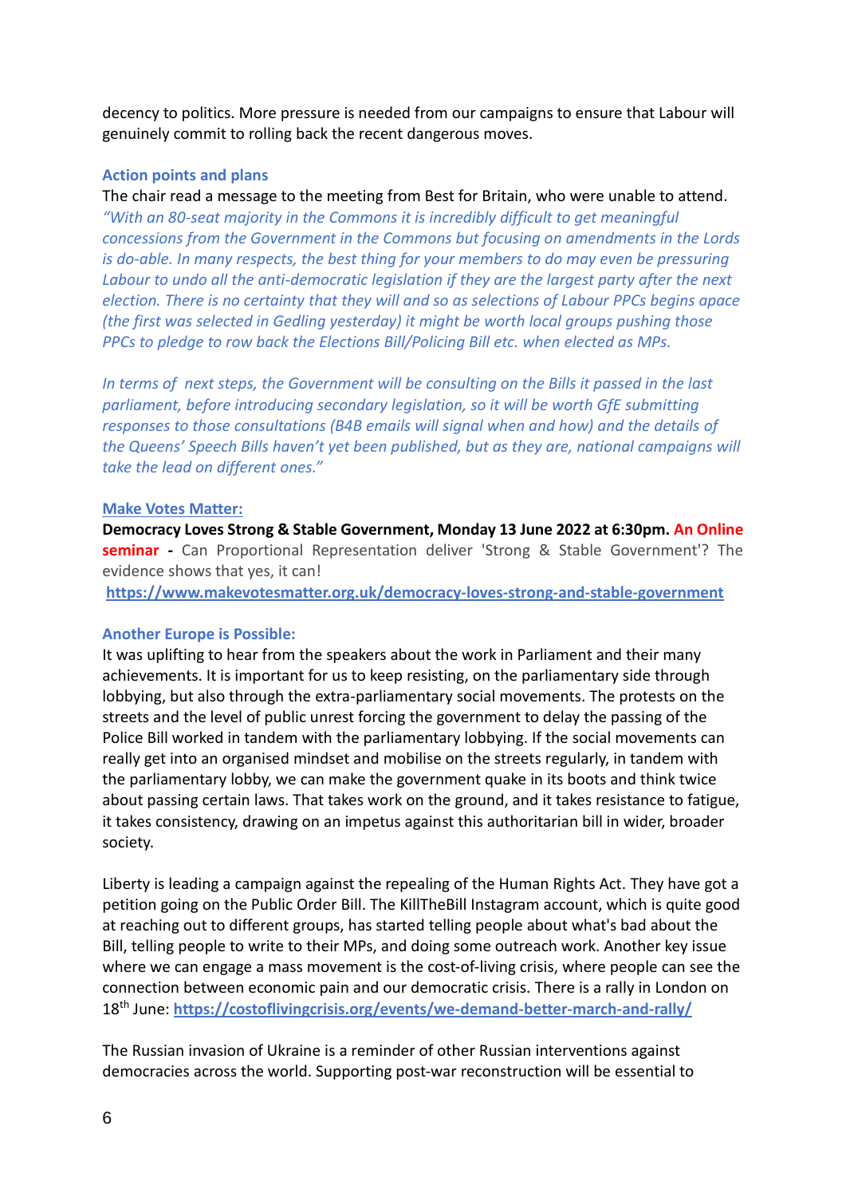decency to politics. More pressure is needed from our campaigns to ensure that Labour will genuinely commit to rolling back the recent dangerous moves.

### Action points and plans

The chair read a message to the meeting from Best for Britain, who were unable to attend. *"With an 80-seat majority in the Commons it is incredibly difficult to get meaningful concessions from the Government in the Commons but focusing on amendments in the Lords is do-able. In many respects, the best thing for your members to do may even be pressuring Labour to undo all the anti-democratic legislation if they are the largest party after the next election. There is no certainty that they will and so as selections of Labour PPCs begins apace (the first was selected in Gedling yesterday) it might be worth local groups pushing those PPCs to pledge to row back the Elections Bill/Policing Bill etc. when elected as MPs.*

*In terms of next steps, the Government will be consulting on the Bills it passed in the last parliament, before introducing secondary legislation, so it will be worth GfE submitting responses to those consultations (B4B emails will signal when and how) and the details of the Queens' Speech Bills haven't yet been published, but as they are, national campaigns will take the lead on different ones."*

### Make Votes Matter:

**Democracy Loves Strong & Stable Government, Monday 13 June 2022 at 6:30pm. An Online seminar -** Can Proportional Representation deliver 'Strong & Stable Government'? The evidence shows that yes, it can!

**https://www.makevotesmatter.org.uk/democracy-loves-strong-and-stable-government**

### Another Europe is Possible:

It was uplifting to hear from the speakers about the work in Parliament and their many achievements. It is important for us to keep resisting, on the parliamentary side through lobbying, but also through the extra-parliamentary social movements. The protests on the streets and the level of public unrest forcing the government to delay the passing of the Police Bill worked in tandem with the parliamentary lobbying. If the social movements can really get into an organised mindset and mobilise on the streets regularly, in tandem with the parliamentary lobby, we can make the government quake in its boots and think twice about passing certain laws. That takes work on the ground, and it takes resistance to fatigue, it takes consistency, drawing on an impetus against this authoritarian bill in wider, broader society.

Liberty is leading a campaign against the repealing of the Human Rights Act. They have got a petition going on the Public Order Bill. The KillTheBill Instagram account, which is quite good at reaching out to different groups, has started telling people about what's bad about the Bill, telling people to write to their MPs, and doing some outreach work. Another key issue where we can engage a mass movement is the cost-of-living crisis, where people can see the connection between economic pain and our democratic crisis. There is a rally in London on 18th June: **https://costoflivingcrisis.org/events/we-demand-better-march-and-rally/**

The Russian invasion of Ukraine is a reminder of other Russian interventions against democracies across the world. Supporting post-war reconstruction will be essential to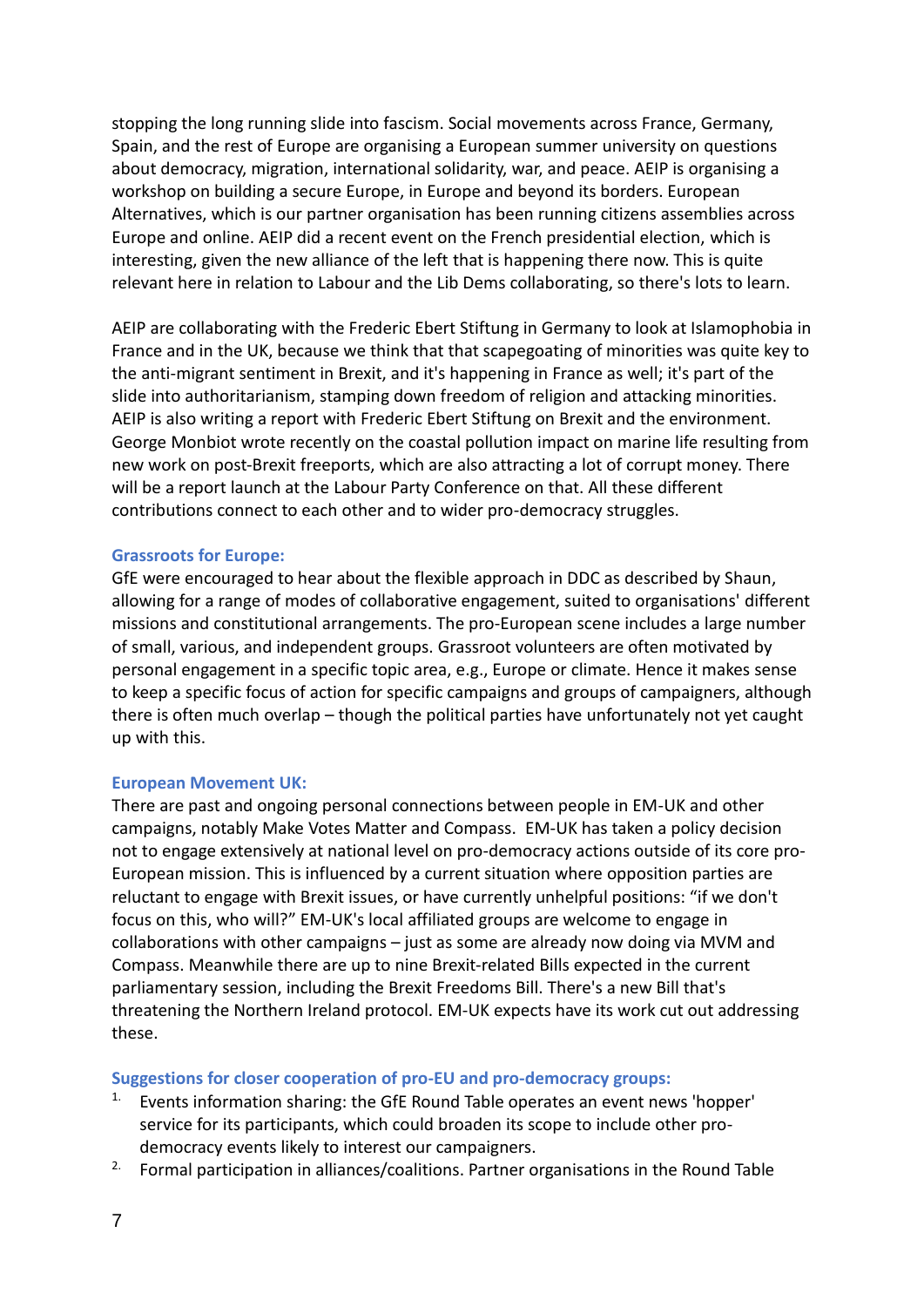stopping the long running slide into fascism. Social movements across France, Germany, Spain, and the rest of Europe are organising a European summer university on questions about democracy, migration, international solidarity, war, and peace. AEIP is organising a workshop on building a secure Europe, in Europe and beyond its borders. European Alternatives, which is our partner organisation has been running citizens assemblies across Europe and online. AEIP did a recent event on the French presidential election, which is interesting, given the new alliance of the left that is happening there now. This is quite relevant here in relation to Labour and the Lib Dems collaborating, so there's lots to learn.

AEIP are collaborating with the Frederic Ebert Stiftung in Germany to look at Islamophobia in France and in the UK, because we think that that scapegoating of minorities was quite key to the anti-migrant sentiment in Brexit, and it's happening in France as well; it's part of the slide into authoritarianism, stamping down freedom of religion and attacking minorities. AEIP is also writing a report with Frederic Ebert Stiftung on Brexit and the environment. George Monbiot wrote recently on the coastal pollution impact on marine life resulting from new work on post-Brexit freeports, which are also attracting a lot of corrupt money. There will be a report launch at the Labour Party Conference on that. All these different contributions connect to each other and to wider pro-democracy struggles.

### Grassroots for Europe:

GfE were encouraged to hear about the flexible approach in DDC as described by Shaun, allowing for a range of modes of collaborative engagement, suited to organisations' different missions and constitutional arrangements. The pro-European scene includes a large number of small, various, and independent groups. Grassroot volunteers are often motivated by personal engagement in a specific topic area, e.g., Europe or climate. Hence it makes sense to keep a specific focus of action for specific campaigns and groups of campaigners, although there is often much overlap – though the political parties have unfortunately not yet caught up with this.

### European Movement UK:

There are past and ongoing personal connections between people in EM-UK and other campaigns, notably Make Votes Matter and Compass. EM-UK has taken a policy decision not to engage extensively at national level on pro-democracy actions outside of its core pro-European mission. This is influenced by a current situation where opposition parties are reluctant to engage with Brexit issues, or have currently unhelpful positions: "if we don't focus on this, who will?" EM-UK's local affiliated groups are welcome to engage in collaborations with other campaigns – just as some are already now doing via MVM and Compass. Meanwhile there are up to nine Brexit-related Bills expected in the current parliamentary session, including the Brexit Freedoms Bill. There's a new Bill that's threatening the Northern Ireland protocol. EM-UK expects have its work cut out addressing these.

### Suggestions for closer cooperation of pro-EU and pro-democracy groups:

1. Events information sharing: the GfE Round Table operates an event news 'hopper' service for its participants, which could broaden its scope to include other pro-democracy events likely to interest our campaigners.
2. Formal participation in alliances/coalitions. Partner organisations in the Round Table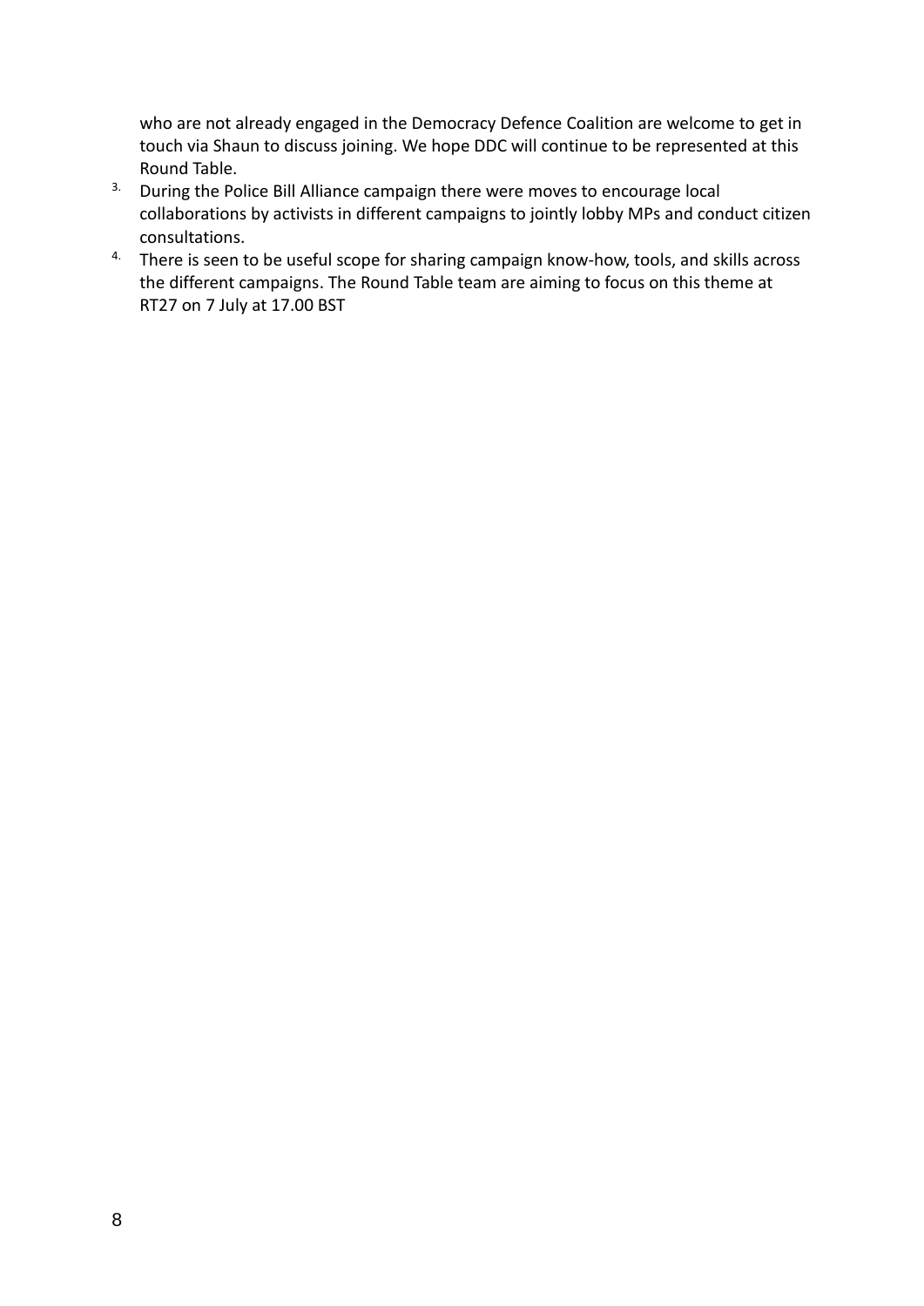who are not already engaged in the Democracy Defence Coalition are welcome to get in touch via Shaun to discuss joining. We hope DDC will continue to be represented at this Round Table.

3. During the Police Bill Alliance campaign there were moves to encourage local collaborations by activists in different campaigns to jointly lobby MPs and conduct citizen consultations.
4. There is seen to be useful scope for sharing campaign know-how, tools, and skills across the different campaigns. The Round Table team are aiming to focus on this theme at RT27 on 7 July at 17.00 BST